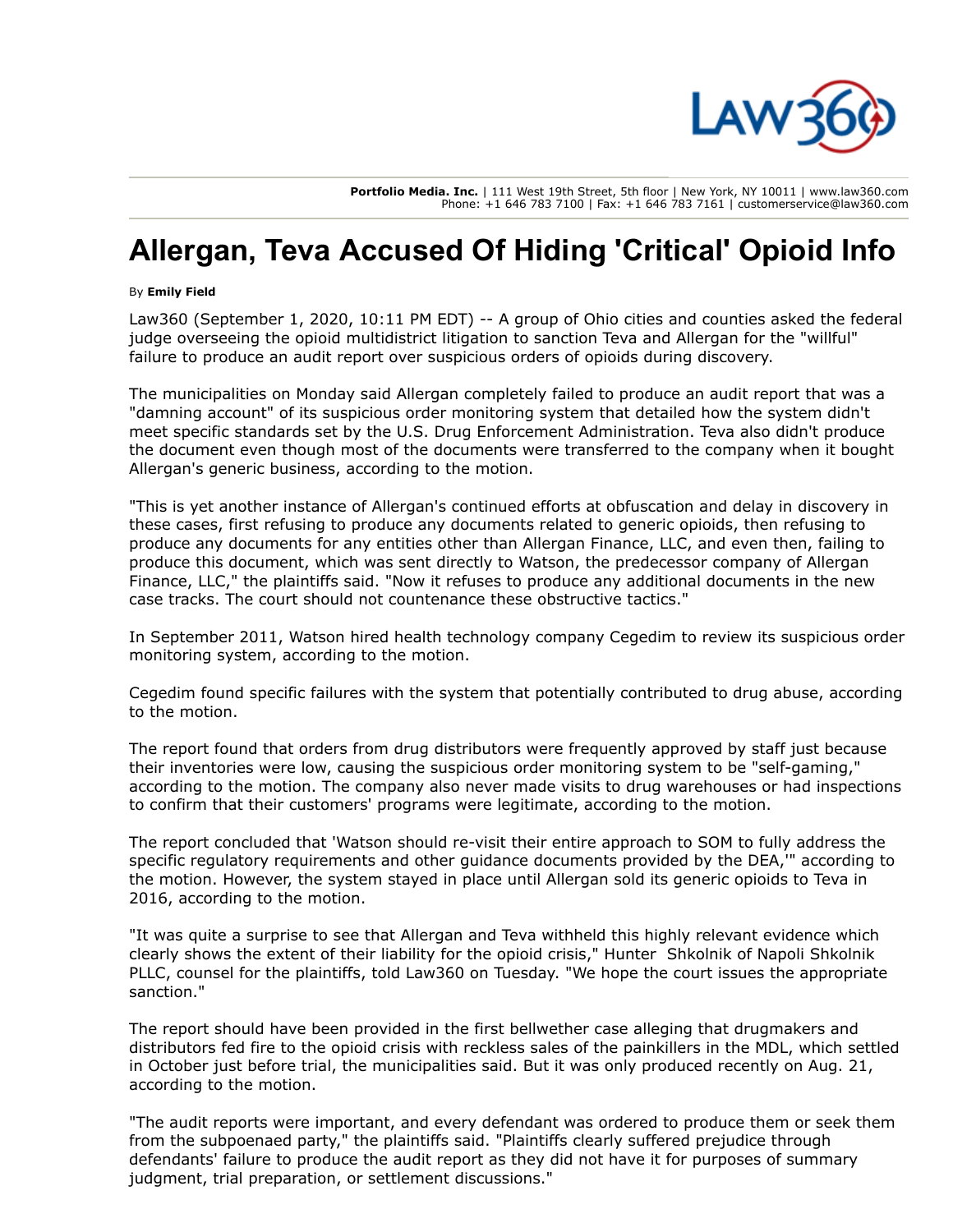Portfolio Media. Inc. | 111 West 19th Street, 5th floor | New York, NY 10011 | www.law360.com
Phone: +1 646 783 7100 | Fax: +1 646 783 7161 | customerservice@law360.com

# Allergan, Teva Accused Of Hiding 'Critical' Opioid Info

By **Emily Field**

Law360 (September 1, 2020, 10:11 PM EDT) -- A group of Ohio cities and counties asked the federal judge overseeing the opioid multidistrict litigation to sanction Teva and Allergan for the "willful" failure to produce an audit report over suspicious orders of opioids during discovery.

The municipalities on Monday said Allergan completely failed to produce an audit report that was a "damning account" of its suspicious order monitoring system that detailed how the system didn't meet specific standards set by the U.S. Drug Enforcement Administration. Teva also didn't produce the document even though most of the documents were transferred to the company when it bought Allergan's generic business, according to the motion.

"This is yet another instance of Allergan's continued efforts at obfuscation and delay in discovery in these cases, first refusing to produce any documents related to generic opioids, then refusing to produce any documents for any entities other than Allergan Finance, LLC, and even then, failing to produce this document, which was sent directly to Watson, the predecessor company of Allergan Finance, LLC," the plaintiffs said. "Now it refuses to produce any additional documents in the new case tracks. The court should not countenance these obstructive tactics."

In September 2011, Watson hired health technology company Cegedim to review its suspicious order monitoring system, according to the motion.

Cegedim found specific failures with the system that potentially contributed to drug abuse, according to the motion.

The report found that orders from drug distributors were frequently approved by staff just because their inventories were low, causing the suspicious order monitoring system to be "self-gaming," according to the motion. The company also never made visits to drug warehouses or had inspections to confirm that their customers' programs were legitimate, according to the motion.

The report concluded that 'Watson should re-visit their entire approach to SOM to fully address the specific regulatory requirements and other guidance documents provided by the DEA,'" according to the motion. However, the system stayed in place until Allergan sold its generic opioids to Teva in 2016, according to the motion.

"It was quite a surprise to see that Allergan and Teva withheld this highly relevant evidence which clearly shows the extent of their liability for the opioid crisis," Hunter Shkolnik of Napoli Shkolnik PLLC, counsel for the plaintiffs, told Law360 on Tuesday. "We hope the court issues the appropriate sanction."

The report should have been provided in the first bellwether case alleging that drugmakers and distributors fed fire to the opioid crisis with reckless sales of the painkillers in the MDL, which settled in October just before trial, the municipalities said. But it was only produced recently on Aug. 21, according to the motion.

"The audit reports were important, and every defendant was ordered to produce them or seek them from the subpoenaed party," the plaintiffs said. "Plaintiffs clearly suffered prejudice through defendants' failure to produce the audit report as they did not have it for purposes of summary judgment, trial preparation, or settlement discussions."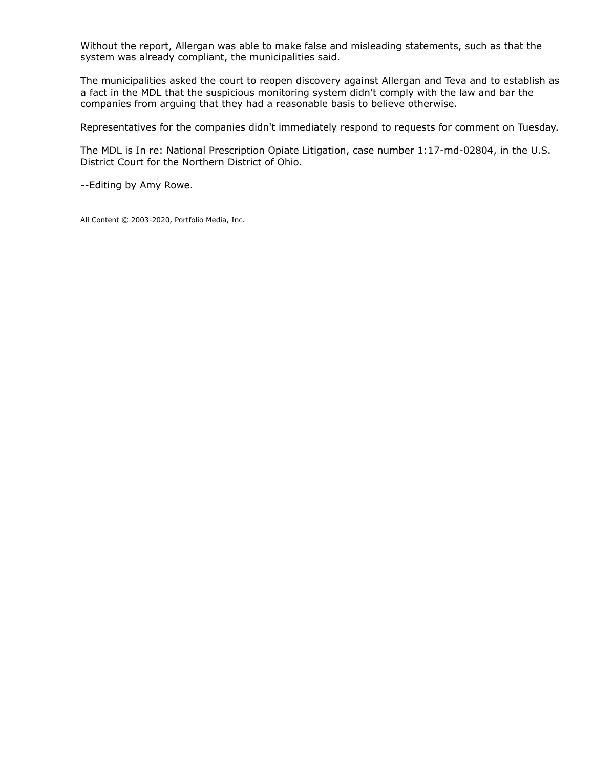Without the report, Allergan was able to make false and misleading statements, such as that the system was already compliant, the municipalities said.

The municipalities asked the court to reopen discovery against Allergan and Teva and to establish as a fact in the MDL that the suspicious monitoring system didn't comply with the law and bar the companies from arguing that they had a reasonable basis to believe otherwise.

Representatives for the companies didn't immediately respond to requests for comment on Tuesday.

The MDL is In re: National Prescription Opiate Litigation, case number 1:17-md-02804, in the U.S. District Court for the Northern District of Ohio.

--Editing by Amy Rowe.

All Content © 2003-2020, Portfolio Media, Inc.